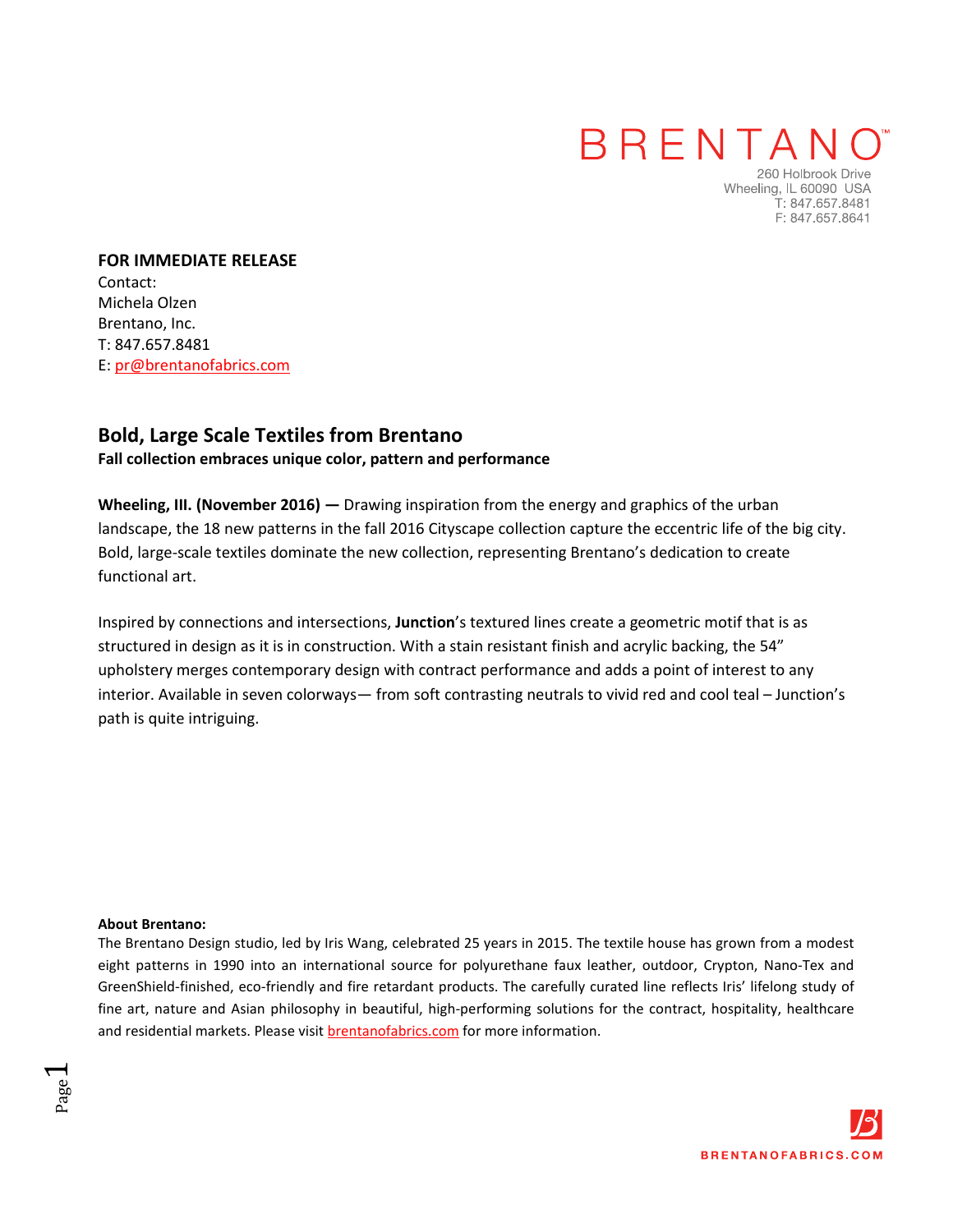BRENTANO™

260 Holbrook Drive
Wheeling, IL 60090 USA
T: 847.657.8481
F: 847.657.8641

**FOR IMMEDIATE RELEASE**
Contact:
Michela Olzen
Brentano, Inc.
T: 847.657.8481
E: pr@brentanofabrics.com

## Bold, Large Scale Textiles from Brentano

**Fall collection embraces unique color, pattern and performance**

**Wheeling, Ill. (November 2016) —** Drawing inspiration from the energy and graphics of the urban landscape, the 18 new patterns in the fall 2016 Cityscape collection capture the eccentric life of the big city. Bold, large-scale textiles dominate the new collection, representing Brentano's dedication to create functional art.

Inspired by connections and intersections, **Junction**'s textured lines create a geometric motif that is as structured in design as it is in construction. With a stain resistant finish and acrylic backing, the 54" upholstery merges contemporary design with contract performance and adds a point of interest to any interior. Available in seven colorways— from soft contrasting neutrals to vivid red and cool teal – Junction's path is quite intriguing.

**About Brentano:**
The Brentano Design studio, led by Iris Wang, celebrated 25 years in 2015. The textile house has grown from a modest eight patterns in 1990 into an international source for polyurethane faux leather, outdoor, Crypton, Nano-Tex and GreenShield-finished, eco-friendly and fire retardant products. The carefully curated line reflects Iris' lifelong study of fine art, nature and Asian philosophy in beautiful, high-performing solutions for the contract, hospitality, healthcare and residential markets. Please visit brentanofabrics.com for more information.

BRENTANOFABRICS.COM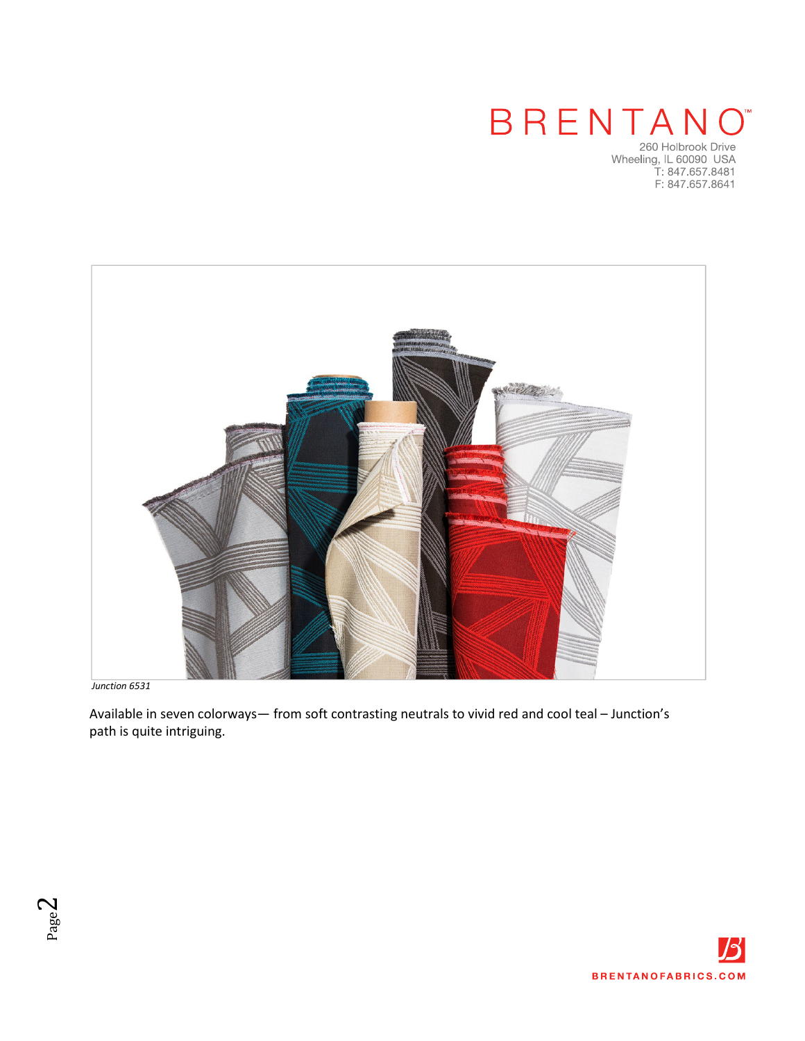BRENTANO™

260 Holbrook Drive
Wheeling, IL 60090 USA
T: 847.657.8481
F: 847.657.8641

*Junction 6531*

Available in seven colorways— from soft contrasting neutrals to vivid red and cool teal – Junction's path is quite intriguing.

BRENTANOFABRICS.COM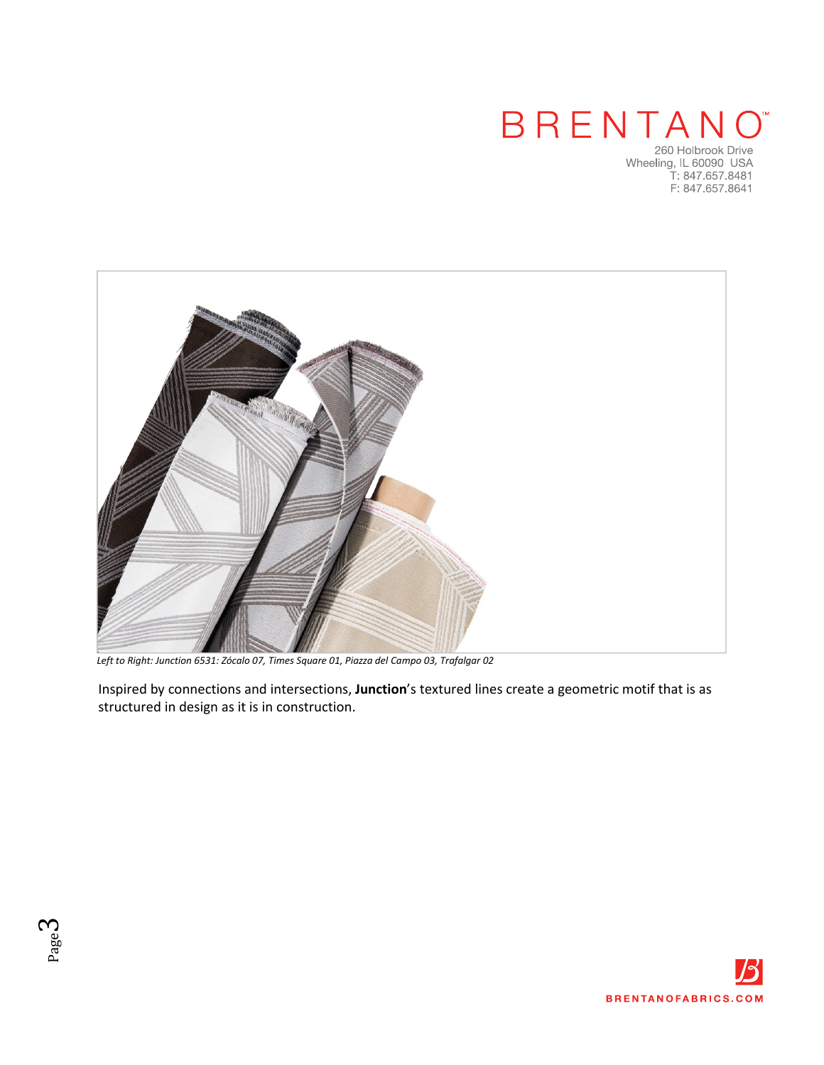BRENTANO™

260 Holbrook Drive
Wheeling, IL 60090 USA
T: 847.657.8481
F: 847.657.8641

*Left to Right: Junction 6531: Zócalo 07, Times Square 01, Piazza del Campo 03, Trafalgar 02*

Inspired by connections and intersections, **Junction**'s textured lines create a geometric motif that is as structured in design as it is in construction.

BRENTANOFABRICS.COM